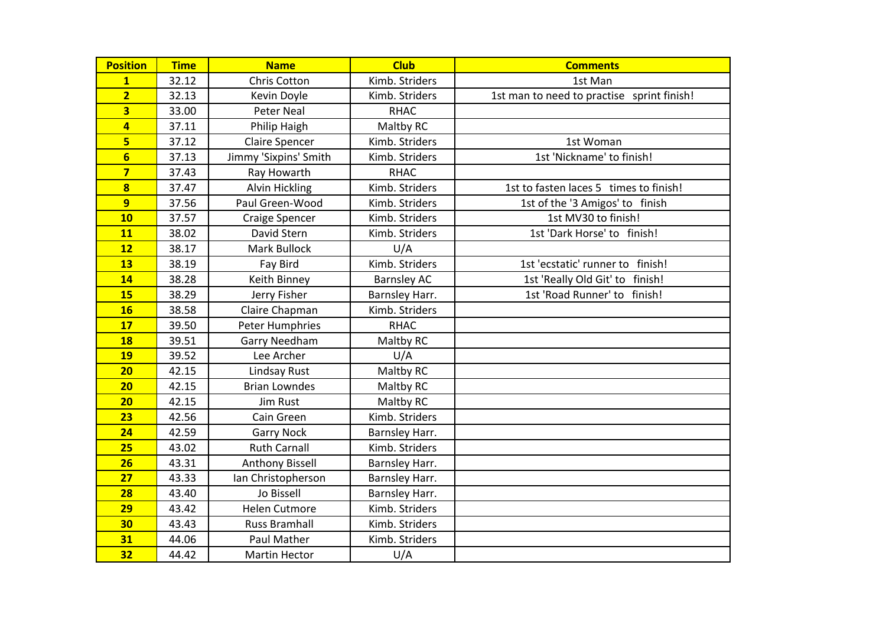| Position | Time | Name | Club | Comments |
|---|---|---|---|---|
| **1** | 32.12 | Chris Cotton | Kimb. Striders | 1st Man |
| **2** | 32.13 | Kevin Doyle | Kimb. Striders | 1st man to need to practise sprint finish! |
| **3** | 33.00 | Peter Neal | RHAC | |
| **4** | 37.11 | Philip Haigh | Maltby RC | |
| **5** | 37.12 | Claire Spencer | Kimb. Striders | 1st Woman |
| **6** | 37.13 | Jimmy 'Sixpins' Smith | Kimb. Striders | 1st 'Nickname' to finish! |
| **7** | 37.43 | Ray Howarth | RHAC | |
| **8** | 37.47 | Alvin Hickling | Kimb. Striders | 1st to fasten laces 5 times to finish! |
| **9** | 37.56 | Paul Green-Wood | Kimb. Striders | 1st of the '3 Amigos' to finish |
| **10** | 37.57 | Craige Spencer | Kimb. Striders | 1st MV30 to finish! |
| **11** | 38.02 | David Stern | Kimb. Striders | 1st 'Dark Horse' to finish! |
| **12** | 38.17 | Mark Bullock | U/A | |
| **13** | 38.19 | Fay Bird | Kimb. Striders | 1st 'ecstatic' runner to finish! |
| **14** | 38.28 | Keith Binney | Barnsley AC | 1st 'Really Old Git' to finish! |
| **15** | 38.29 | Jerry Fisher | Barnsley Harr. | 1st 'Road Runner' to finish! |
| **16** | 38.58 | Claire Chapman | Kimb. Striders | |
| **17** | 39.50 | Peter Humphries | RHAC | |
| **18** | 39.51 | Garry Needham | Maltby RC | |
| **19** | 39.52 | Lee Archer | U/A | |
| **20** | 42.15 | Lindsay Rust | Maltby RC | |
| **20** | 42.15 | Brian Lowndes | Maltby RC | |
| **20** | 42.15 | Jim Rust | Maltby RC | |
| **23** | 42.56 | Cain Green | Kimb. Striders | |
| **24** | 42.59 | Garry Nock | Barnsley Harr. | |
| **25** | 43.02 | Ruth Carnall | Kimb. Striders | |
| **26** | 43.31 | Anthony Bissell | Barnsley Harr. | |
| **27** | 43.33 | Ian Christopherson | Barnsley Harr. | |
| **28** | 43.40 | Jo Bissell | Barnsley Harr. | |
| **29** | 43.42 | Helen Cutmore | Kimb. Striders | |
| **30** | 43.43 | Russ Bramhall | Kimb. Striders | |
| **31** | 44.06 | Paul Mather | Kimb. Striders | |
| **32** | 44.42 | Martin Hector | U/A | |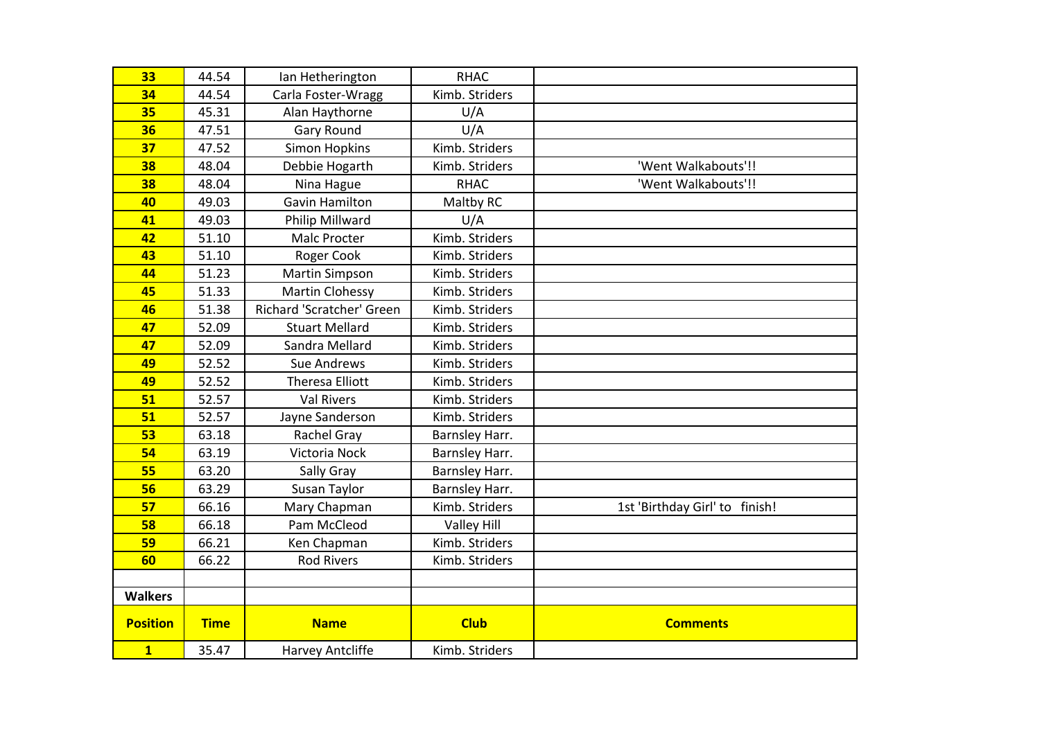| | | | | |
|---|---|---|---|---|
| **33** | 44.54 | Ian Hetherington | RHAC | |
| **34** | 44.54 | Carla Foster-Wragg | Kimb. Striders | |
| **35** | 45.31 | Alan Haythorne | U/A | |
| **36** | 47.51 | Gary Round | U/A | |
| **37** | 47.52 | Simon Hopkins | Kimb. Striders | |
| **38** | 48.04 | Debbie Hogarth | Kimb. Striders | 'Went Walkabouts'!! |
| **38** | 48.04 | Nina Hague | RHAC | 'Went Walkabouts'!! |
| **40** | 49.03 | Gavin Hamilton | Maltby RC | |
| **41** | 49.03 | Philip Millward | U/A | |
| **42** | 51.10 | Malc Procter | Kimb. Striders | |
| **43** | 51.10 | Roger Cook | Kimb. Striders | |
| **44** | 51.23 | Martin Simpson | Kimb. Striders | |
| **45** | 51.33 | Martin Clohessy | Kimb. Striders | |
| **46** | 51.38 | Richard 'Scratcher' Green | Kimb. Striders | |
| **47** | 52.09 | Stuart Mellard | Kimb. Striders | |
| **47** | 52.09 | Sandra Mellard | Kimb. Striders | |
| **49** | 52.52 | Sue Andrews | Kimb. Striders | |
| **49** | 52.52 | Theresa Elliott | Kimb. Striders | |
| **51** | 52.57 | Val Rivers | Kimb. Striders | |
| **51** | 52.57 | Jayne Sanderson | Kimb. Striders | |
| **53** | 63.18 | Rachel Gray | Barnsley Harr. | |
| **54** | 63.19 | Victoria Nock | Barnsley Harr. | |
| **55** | 63.20 | Sally Gray | Barnsley Harr. | |
| **56** | 63.29 | Susan Taylor | Barnsley Harr. | |
| **57** | 66.16 | Mary Chapman | Kimb. Striders | 1st 'Birthday Girl' to finish! |
| **58** | 66.18 | Pam McCleod | Valley Hill | |
| **59** | 66.21 | Ken Chapman | Kimb. Striders | |
| **60** | 66.22 | Rod Rivers | Kimb. Striders | |

**Walkers**

| Position | Time | Name | Club | Comments |
|---|---|---|---|---|
| **1** | 35.47 | Harvey Antcliffe | Kimb. Striders | |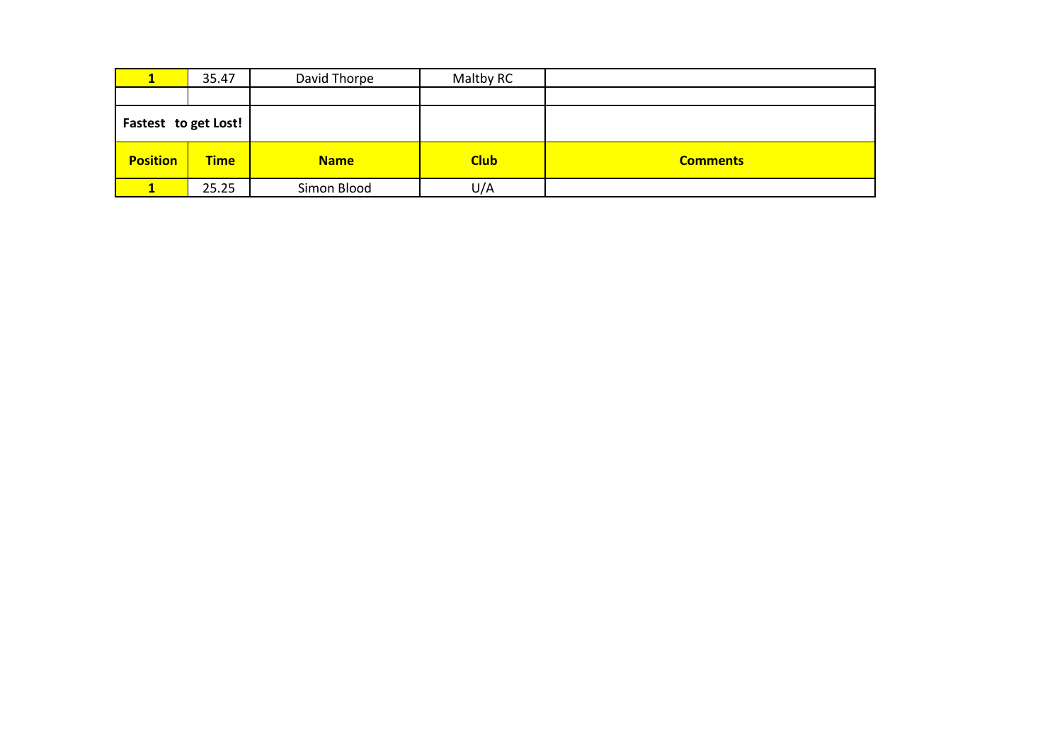| | | | | |
|---|---|---|---|---|
| **1** | 35.47 | David Thorpe | Maltby RC | |
| | | | | |

**Fastest to get Lost!**

| Position | Time | Name | Club | Comments |
|---|---|---|---|---|
| **1** | 25.25 | Simon Blood | U/A | |